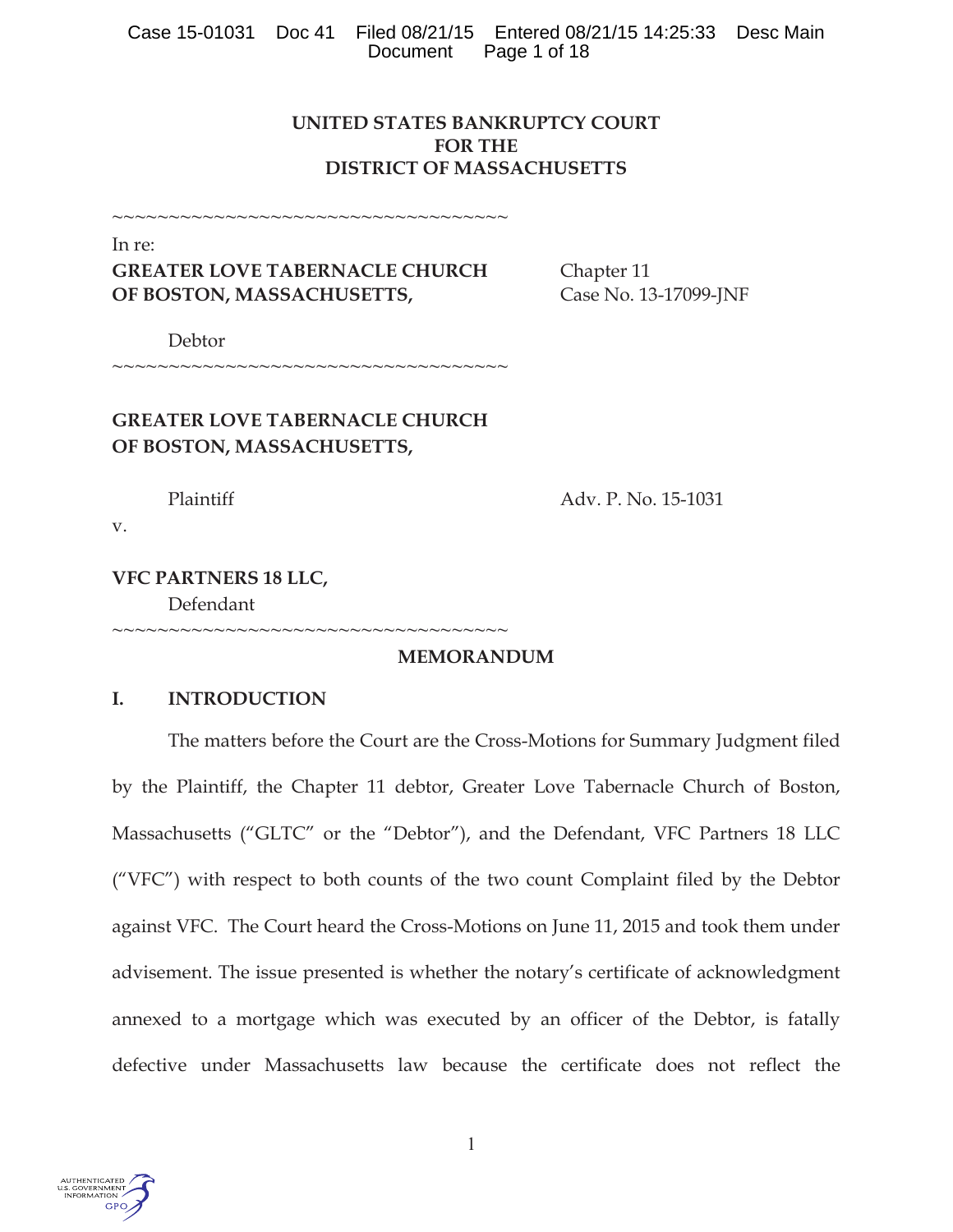**UNITED STATES BANKRUPTCY COURT**
**FOR THE**
**DISTRICT OF MASSACHUSETTS**

~~~~~~~~~~~~~~~~~~~~~~~~~~~~~~~~~~~

In re:

**GREATER LOVE TABERNACLE CHURCH OF BOSTON, MASSACHUSETTS,**

Chapter 11
Case No. 13-17099-JNF

Debtor

~~~~~~~~~~~~~~~~~~~~~~~~~~~~~~~~~~~

**GREATER LOVE TABERNACLE CHURCH OF BOSTON, MASSACHUSETTS,**

Plaintiff

Adv. P. No. 15-1031

v.

**VFC PARTNERS 18 LLC,**

Defendant

~~~~~~~~~~~~~~~~~~~~~~~~~~~~~~~~~~~

**MEMORANDUM**

## I. INTRODUCTION

The matters before the Court are the Cross-Motions for Summary Judgment filed by the Plaintiff, the Chapter 11 debtor, Greater Love Tabernacle Church of Boston, Massachusetts ("GLTC" or the "Debtor"), and the Defendant, VFC Partners 18 LLC ("VFC") with respect to both counts of the two count Complaint filed by the Debtor against VFC. The Court heard the Cross-Motions on June 11, 2015 and took them under advisement. The issue presented is whether the notary's certificate of acknowledgment annexed to a mortgage which was executed by an officer of the Debtor, is fatally defective under Massachusetts law because the certificate does not reflect the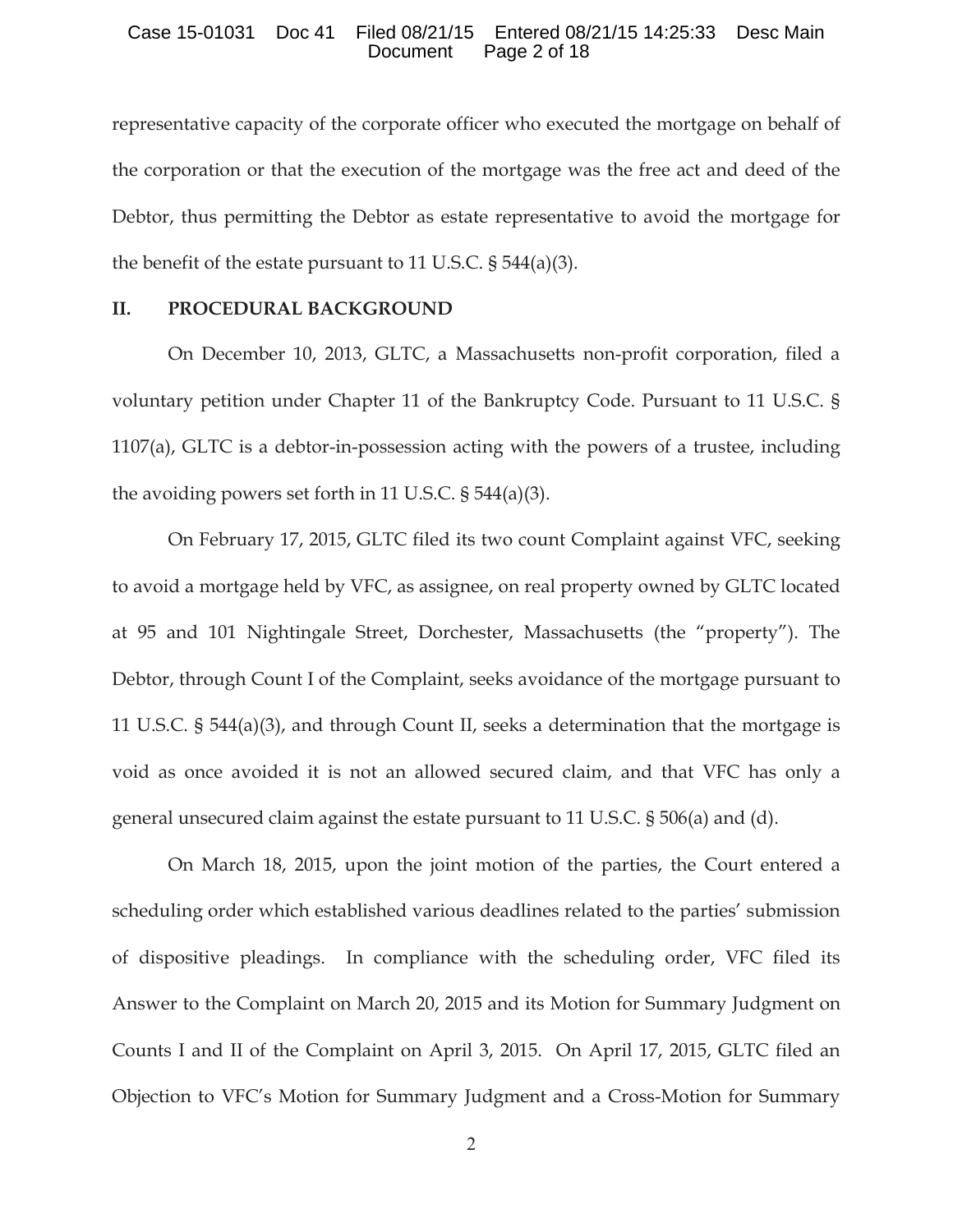representative capacity of the corporate officer who executed the mortgage on behalf of the corporation or that the execution of the mortgage was the free act and deed of the Debtor, thus permitting the Debtor as estate representative to avoid the mortgage for the benefit of the estate pursuant to 11 U.S.C. § 544(a)(3).

## II. PROCEDURAL BACKGROUND

On December 10, 2013, GLTC, a Massachusetts non-profit corporation, filed a voluntary petition under Chapter 11 of the Bankruptcy Code. Pursuant to 11 U.S.C. § 1107(a), GLTC is a debtor-in-possession acting with the powers of a trustee, including the avoiding powers set forth in 11 U.S.C. § 544(a)(3).

On February 17, 2015, GLTC filed its two count Complaint against VFC, seeking to avoid a mortgage held by VFC, as assignee, on real property owned by GLTC located at 95 and 101 Nightingale Street, Dorchester, Massachusetts (the "property"). The Debtor, through Count I of the Complaint, seeks avoidance of the mortgage pursuant to 11 U.S.C. § 544(a)(3), and through Count II, seeks a determination that the mortgage is void as once avoided it is not an allowed secured claim, and that VFC has only a general unsecured claim against the estate pursuant to 11 U.S.C. § 506(a) and (d).

On March 18, 2015, upon the joint motion of the parties, the Court entered a scheduling order which established various deadlines related to the parties' submission of dispositive pleadings. In compliance with the scheduling order, VFC filed its Answer to the Complaint on March 20, 2015 and its Motion for Summary Judgment on Counts I and II of the Complaint on April 3, 2015. On April 17, 2015, GLTC filed an Objection to VFC's Motion for Summary Judgment and a Cross-Motion for Summary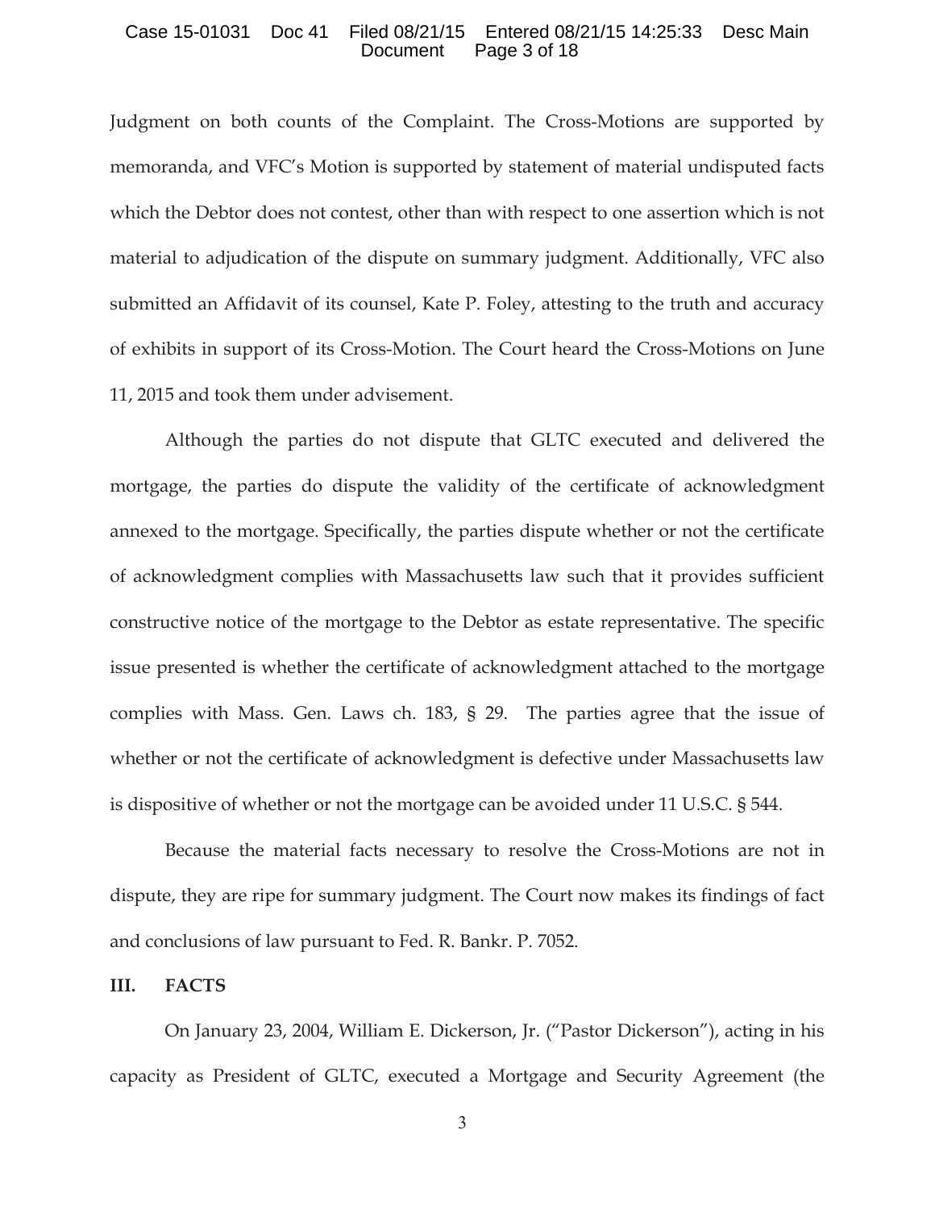Judgment on both counts of the Complaint. The Cross-Motions are supported by memoranda, and VFC's Motion is supported by statement of material undisputed facts which the Debtor does not contest, other than with respect to one assertion which is not material to adjudication of the dispute on summary judgment. Additionally, VFC also submitted an Affidavit of its counsel, Kate P. Foley, attesting to the truth and accuracy of exhibits in support of its Cross-Motion. The Court heard the Cross-Motions on June 11, 2015 and took them under advisement.

Although the parties do not dispute that GLTC executed and delivered the mortgage, the parties do dispute the validity of the certificate of acknowledgment annexed to the mortgage. Specifically, the parties dispute whether or not the certificate of acknowledgment complies with Massachusetts law such that it provides sufficient constructive notice of the mortgage to the Debtor as estate representative. The specific issue presented is whether the certificate of acknowledgment attached to the mortgage complies with Mass. Gen. Laws ch. 183, § 29. The parties agree that the issue of whether or not the certificate of acknowledgment is defective under Massachusetts law is dispositive of whether or not the mortgage can be avoided under 11 U.S.C. § 544.

Because the material facts necessary to resolve the Cross-Motions are not in dispute, they are ripe for summary judgment. The Court now makes its findings of fact and conclusions of law pursuant to Fed. R. Bankr. P. 7052.

## III. FACTS

On January 23, 2004, William E. Dickerson, Jr. ("Pastor Dickerson"), acting in his capacity as President of GLTC, executed a Mortgage and Security Agreement (the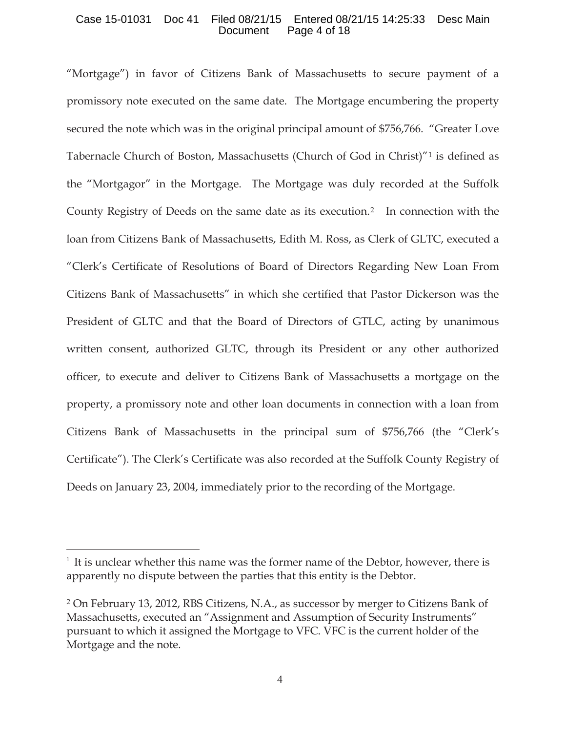"Mortgage") in favor of Citizens Bank of Massachusetts to secure payment of a promissory note executed on the same date. The Mortgage encumbering the property secured the note which was in the original principal amount of $756,766. "Greater Love Tabernacle Church of Boston, Massachusetts (Church of God in Christ)"[1] is defined as the "Mortgagor" in the Mortgage. The Mortgage was duly recorded at the Suffolk County Registry of Deeds on the same date as its execution.[2] In connection with the loan from Citizens Bank of Massachusetts, Edith M. Ross, as Clerk of GLTC, executed a "Clerk's Certificate of Resolutions of Board of Directors Regarding New Loan From Citizens Bank of Massachusetts" in which she certified that Pastor Dickerson was the President of GLTC and that the Board of Directors of GTLC, acting by unanimous written consent, authorized GLTC, through its President or any other authorized officer, to execute and deliver to Citizens Bank of Massachusetts a mortgage on the property, a promissory note and other loan documents in connection with a loan from Citizens Bank of Massachusetts in the principal sum of $756,766 (the "Clerk's Certificate"). The Clerk's Certificate was also recorded at the Suffolk County Registry of Deeds on January 23, 2004, immediately prior to the recording of the Mortgage.

---

[1] It is unclear whether this name was the former name of the Debtor, however, there is apparently no dispute between the parties that this entity is the Debtor.

[2] On February 13, 2012, RBS Citizens, N.A., as successor by merger to Citizens Bank of Massachusetts, executed an "Assignment and Assumption of Security Instruments" pursuant to which it assigned the Mortgage to VFC. VFC is the current holder of the Mortgage and the note.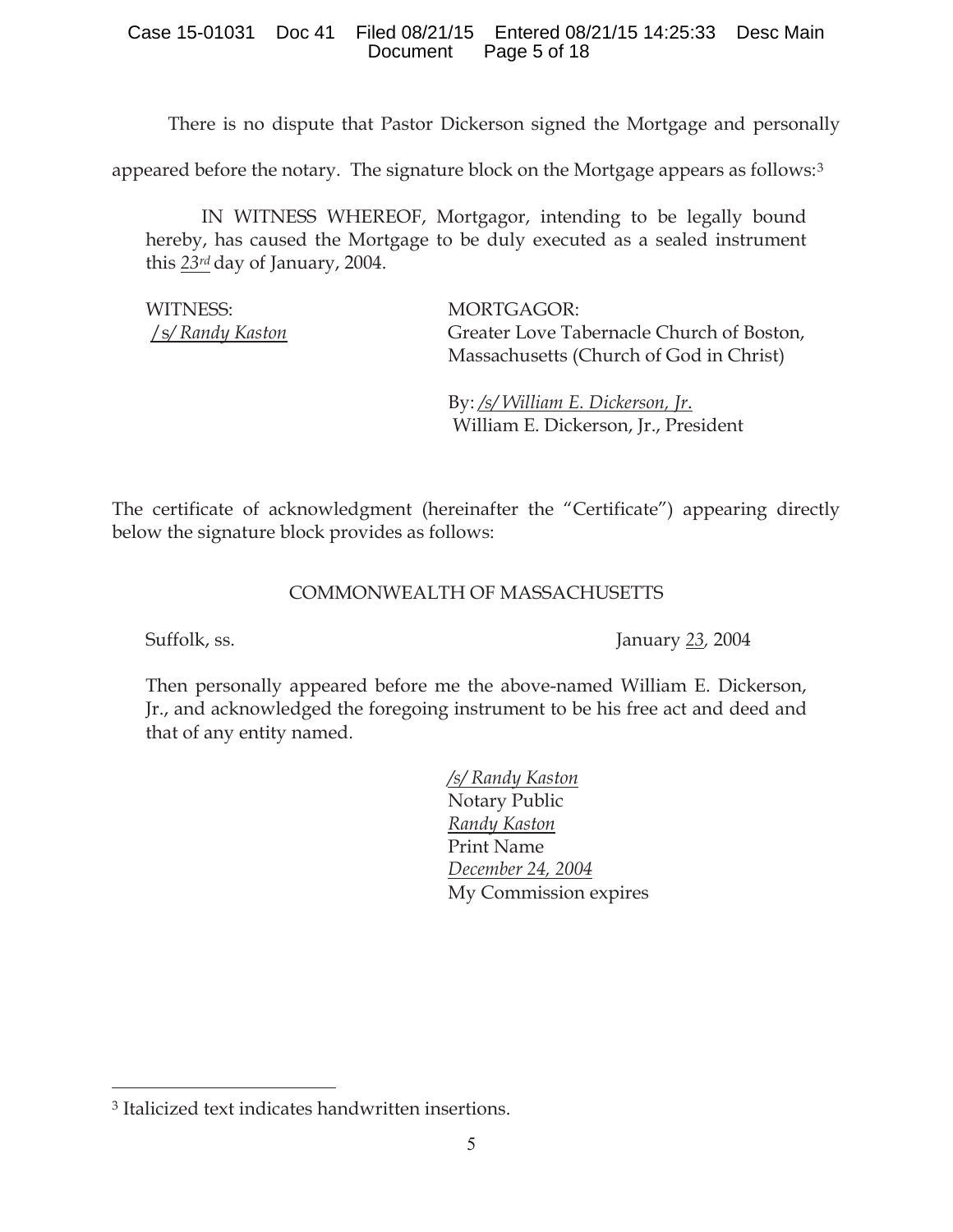There is no dispute that Pastor Dickerson signed the Mortgage and personally appeared before the notary. The signature block on the Mortgage appears as follows:[3]

> IN WITNESS WHEREOF, Mortgagor, intending to be legally bound hereby, has caused the Mortgage to be duly executed as a sealed instrument this *23rd* day of January, 2004.
>
> WITNESS:
> */s/ Randy Kaston*
>
> MORTGAGOR:
> Greater Love Tabernacle Church of Boston, Massachusetts (Church of God in Christ)
>
> By: */s/ William E. Dickerson, Jr.*
> William E. Dickerson, Jr., President

The certificate of acknowledgment (hereinafter the "Certificate") appearing directly below the signature block provides as follows:

> COMMONWEALTH OF MASSACHUSETTS
>
> Suffolk, ss. January *23*, 2004
>
> Then personally appeared before me the above-named William E. Dickerson, Jr., and acknowledged the foregoing instrument to be his free act and deed and that of any entity named.
>
> */s/ Randy Kaston*
> Notary Public
> *Randy Kaston*
> Print Name
> *December 24, 2004*
> My Commission expires

---

[3] Italicized text indicates handwritten insertions.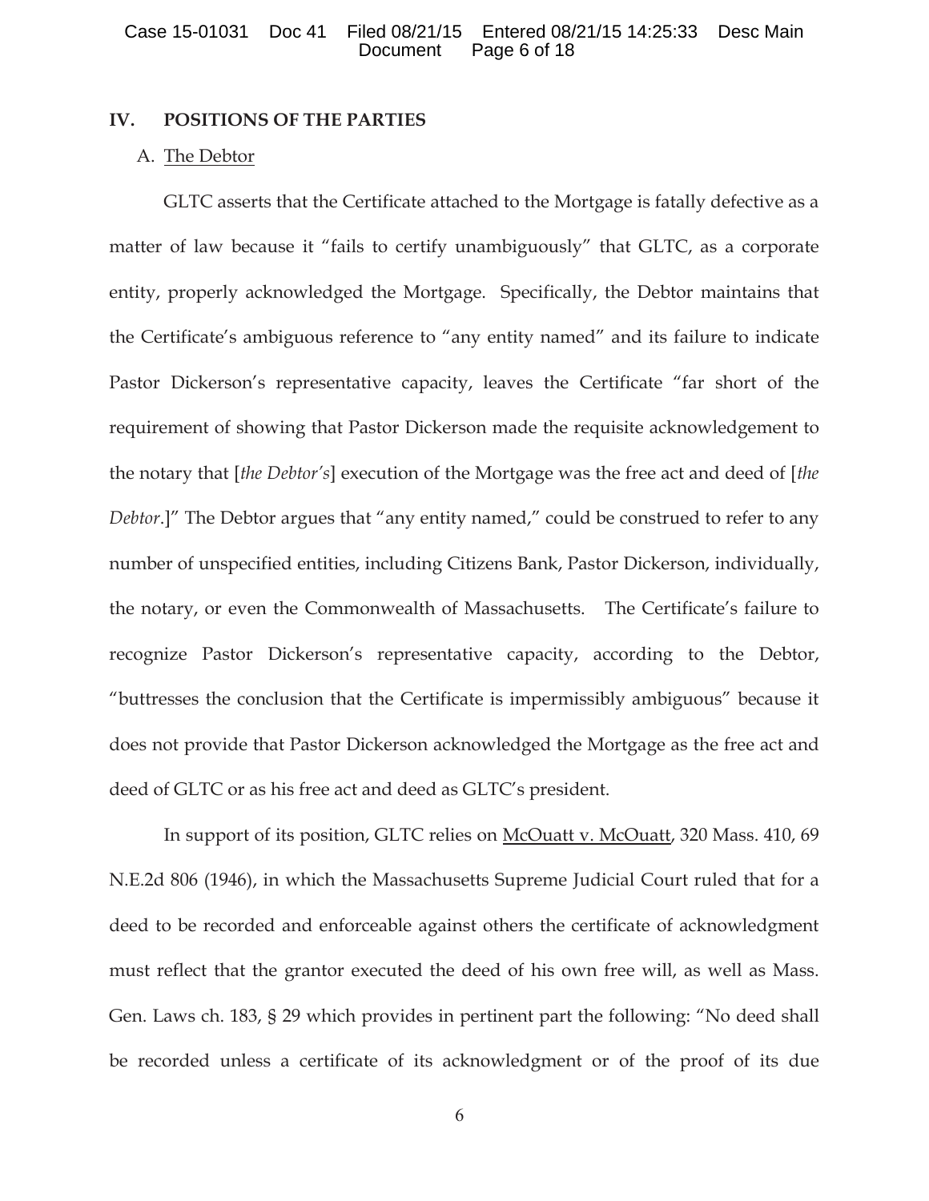## IV. POSITIONS OF THE PARTIES

### A. The Debtor

GLTC asserts that the Certificate attached to the Mortgage is fatally defective as a matter of law because it "fails to certify unambiguously" that GLTC, as a corporate entity, properly acknowledged the Mortgage. Specifically, the Debtor maintains that the Certificate's ambiguous reference to "any entity named" and its failure to indicate Pastor Dickerson's representative capacity, leaves the Certificate "far short of the requirement of showing that Pastor Dickerson made the requisite acknowledgement to the notary that [*the Debtor's*] execution of the Mortgage was the free act and deed of [*the Debtor*.]" The Debtor argues that "any entity named," could be construed to refer to any number of unspecified entities, including Citizens Bank, Pastor Dickerson, individually, the notary, or even the Commonwealth of Massachusetts. The Certificate's failure to recognize Pastor Dickerson's representative capacity, according to the Debtor, "buttresses the conclusion that the Certificate is impermissibly ambiguous" because it does not provide that Pastor Dickerson acknowledged the Mortgage as the free act and deed of GLTC or as his free act and deed as GLTC's president.

In support of its position, GLTC relies on McOuatt v. McOuatt, 320 Mass. 410, 69 N.E.2d 806 (1946), in which the Massachusetts Supreme Judicial Court ruled that for a deed to be recorded and enforceable against others the certificate of acknowledgment must reflect that the grantor executed the deed of his own free will, as well as Mass. Gen. Laws ch. 183, § 29 which provides in pertinent part the following: "No deed shall be recorded unless a certificate of its acknowledgment or of the proof of its due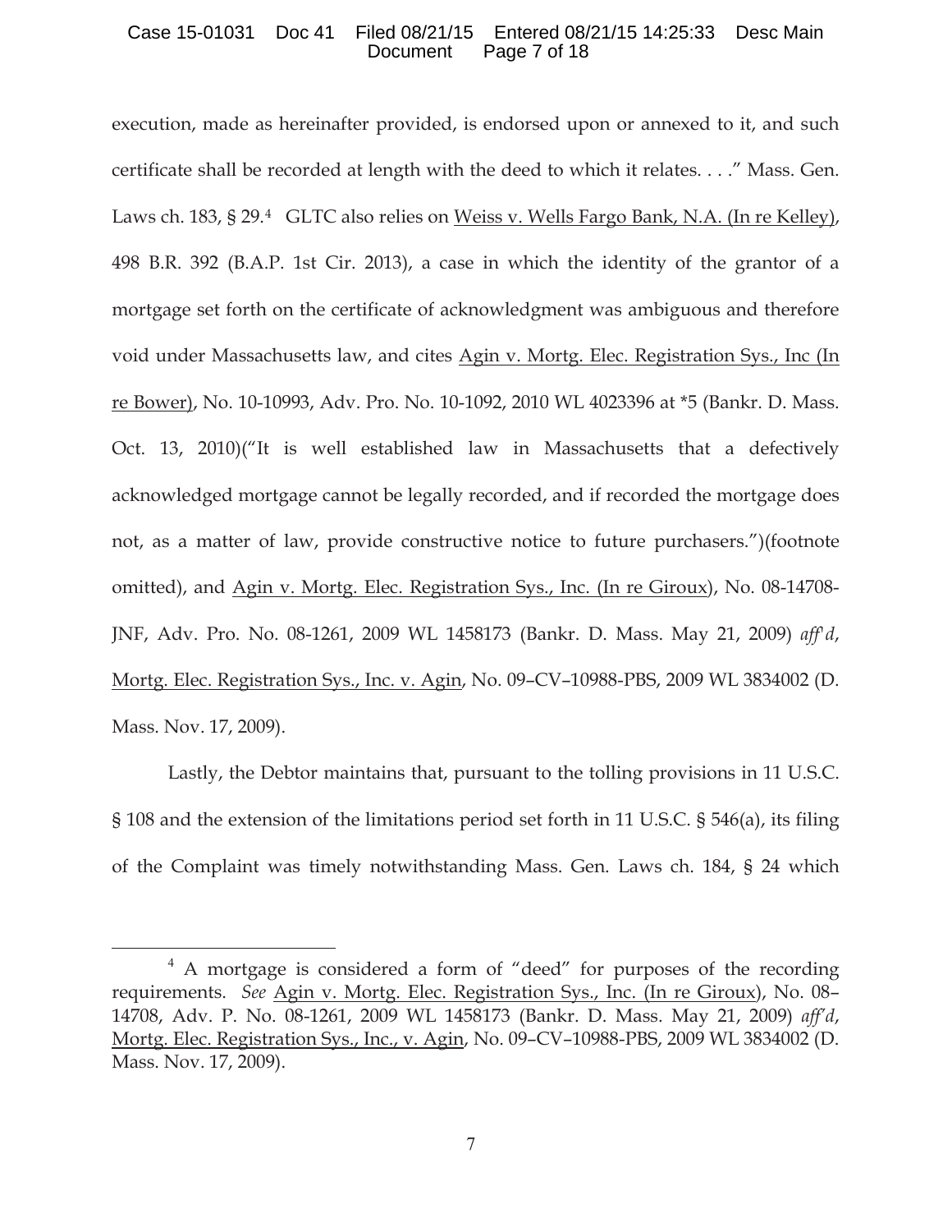execution, made as hereinafter provided, is endorsed upon or annexed to it, and such certificate shall be recorded at length with the deed to which it relates. . . ." Mass. Gen. Laws ch. 183, § 29.[4] GLTC also relies on Weiss v. Wells Fargo Bank, N.A. (In re Kelley), 498 B.R. 392 (B.A.P. 1st Cir. 2013), a case in which the identity of the grantor of a mortgage set forth on the certificate of acknowledgment was ambiguous and therefore void under Massachusetts law, and cites Agin v. Mortg. Elec. Registration Sys., Inc (In re Bower), No. 10-10993, Adv. Pro. No. 10-1092, 2010 WL 4023396 at *5 (Bankr. D. Mass. Oct. 13, 2010)("It is well established law in Massachusetts that a defectively acknowledged mortgage cannot be legally recorded, and if recorded the mortgage does not, as a matter of law, provide constructive notice to future purchasers.")(footnote omitted), and Agin v. Mortg. Elec. Registration Sys., Inc. (In re Giroux), No. 08-14708-JNF, Adv. Pro. No. 08-1261, 2009 WL 1458173 (Bankr. D. Mass. May 21, 2009) *aff'd*, Mortg. Elec. Registration Sys., Inc. v. Agin, No. 09–CV–10988-PBS, 2009 WL 3834002 (D. Mass. Nov. 17, 2009).

Lastly, the Debtor maintains that, pursuant to the tolling provisions in 11 U.S.C. § 108 and the extension of the limitations period set forth in 11 U.S.C. § 546(a), its filing of the Complaint was timely notwithstanding Mass. Gen. Laws ch. 184, § 24 which

---

[4] A mortgage is considered a form of "deed" for purposes of the recording requirements. *See* Agin v. Mortg. Elec. Registration Sys., Inc. (In re Giroux), No. 08–14708, Adv. P. No. 08-1261, 2009 WL 1458173 (Bankr. D. Mass. May 21, 2009) *aff'd*, Mortg. Elec. Registration Sys., Inc., v. Agin, No. 09–CV–10988-PBS, 2009 WL 3834002 (D. Mass. Nov. 17, 2009).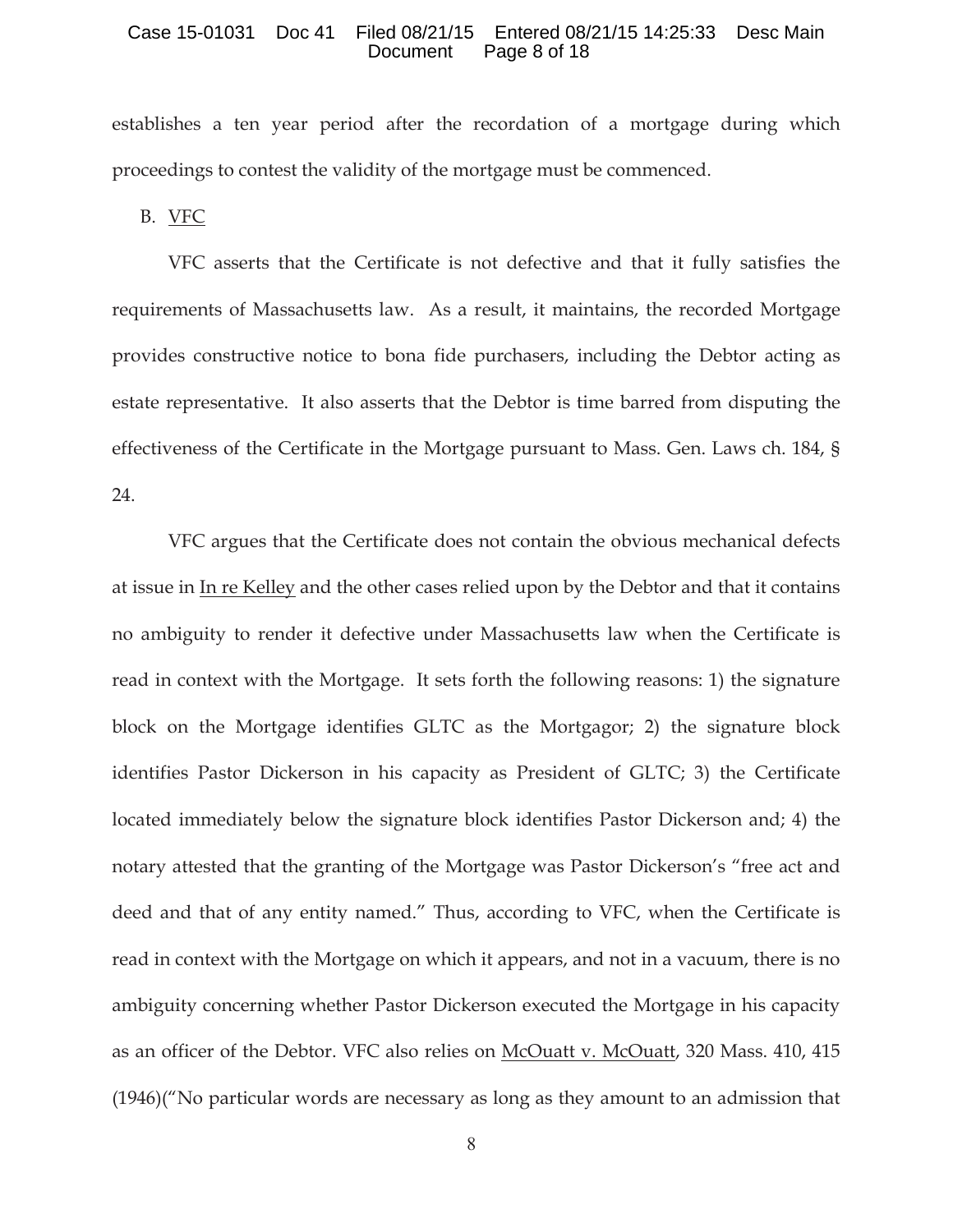establishes a ten year period after the recordation of a mortgage during which proceedings to contest the validity of the mortgage must be commenced.

B. VFC

VFC asserts that the Certificate is not defective and that it fully satisfies the requirements of Massachusetts law. As a result, it maintains, the recorded Mortgage provides constructive notice to bona fide purchasers, including the Debtor acting as estate representative. It also asserts that the Debtor is time barred from disputing the effectiveness of the Certificate in the Mortgage pursuant to Mass. Gen. Laws ch. 184, § 24.

VFC argues that the Certificate does not contain the obvious mechanical defects at issue in In re Kelley and the other cases relied upon by the Debtor and that it contains no ambiguity to render it defective under Massachusetts law when the Certificate is read in context with the Mortgage. It sets forth the following reasons: 1) the signature block on the Mortgage identifies GLTC as the Mortgagor; 2) the signature block identifies Pastor Dickerson in his capacity as President of GLTC; 3) the Certificate located immediately below the signature block identifies Pastor Dickerson and; 4) the notary attested that the granting of the Mortgage was Pastor Dickerson's "free act and deed and that of any entity named." Thus, according to VFC, when the Certificate is read in context with the Mortgage on which it appears, and not in a vacuum, there is no ambiguity concerning whether Pastor Dickerson executed the Mortgage in his capacity as an officer of the Debtor. VFC also relies on McOuatt v. McOuatt, 320 Mass. 410, 415 (1946)("No particular words are necessary as long as they amount to an admission that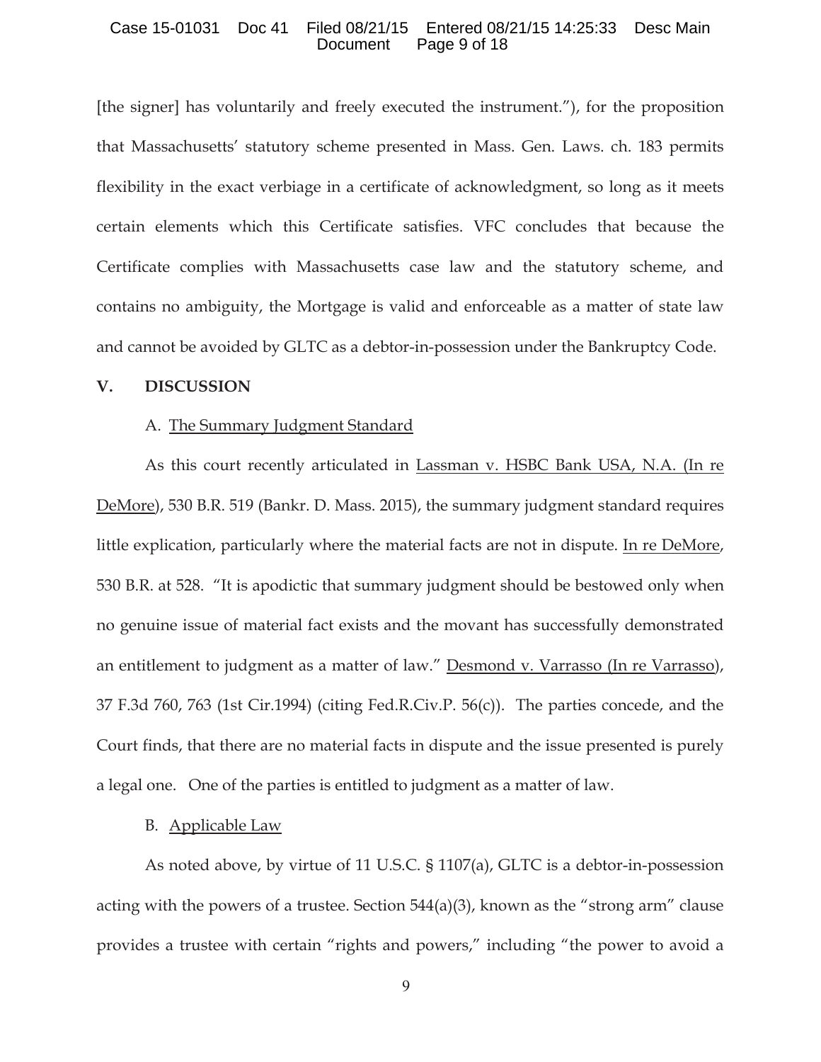[the signer] has voluntarily and freely executed the instrument."), for the proposition that Massachusetts' statutory scheme presented in Mass. Gen. Laws. ch. 183 permits flexibility in the exact verbiage in a certificate of acknowledgment, so long as it meets certain elements which this Certificate satisfies. VFC concludes that because the Certificate complies with Massachusetts case law and the statutory scheme, and contains no ambiguity, the Mortgage is valid and enforceable as a matter of state law and cannot be avoided by GLTC as a debtor-in-possession under the Bankruptcy Code.

## V. DISCUSSION

### A. The Summary Judgment Standard

As this court recently articulated in Lassman v. HSBC Bank USA, N.A. (In re DeMore), 530 B.R. 519 (Bankr. D. Mass. 2015), the summary judgment standard requires little explication, particularly where the material facts are not in dispute. In re DeMore, 530 B.R. at 528. "It is apodictic that summary judgment should be bestowed only when no genuine issue of material fact exists and the movant has successfully demonstrated an entitlement to judgment as a matter of law." Desmond v. Varrasso (In re Varrasso), 37 F.3d 760, 763 (1st Cir.1994) (citing Fed.R.Civ.P. 56(c)). The parties concede, and the Court finds, that there are no material facts in dispute and the issue presented is purely a legal one. One of the parties is entitled to judgment as a matter of law.

### B. Applicable Law

As noted above, by virtue of 11 U.S.C. § 1107(a), GLTC is a debtor-in-possession acting with the powers of a trustee. Section 544(a)(3), known as the "strong arm" clause provides a trustee with certain "rights and powers," including "the power to avoid a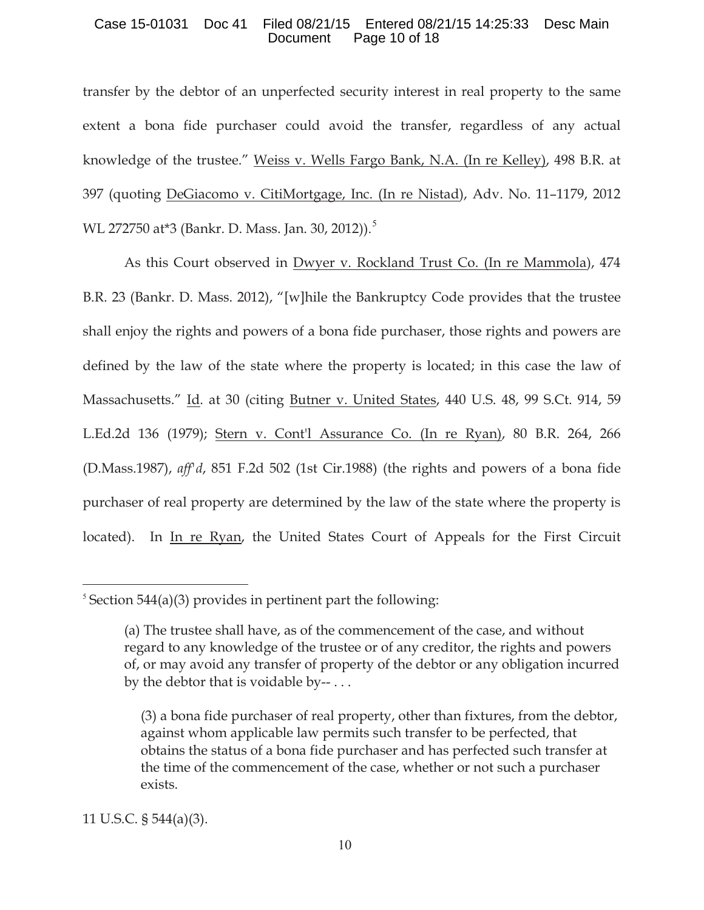transfer by the debtor of an unperfected security interest in real property to the same extent a bona fide purchaser could avoid the transfer, regardless of any actual knowledge of the trustee." Weiss v. Wells Fargo Bank, N.A. (In re Kelley), 498 B.R. at 397 (quoting DeGiacomo v. CitiMortgage, Inc. (In re Nistad), Adv. No. 11–1179, 2012 WL 272750 at*3 (Bankr. D. Mass. Jan. 30, 2012)).[5]

As this Court observed in Dwyer v. Rockland Trust Co. (In re Mammola), 474 B.R. 23 (Bankr. D. Mass. 2012), "[w]hile the Bankruptcy Code provides that the trustee shall enjoy the rights and powers of a bona fide purchaser, those rights and powers are defined by the law of the state where the property is located; in this case the law of Massachusetts." Id. at 30 (citing Butner v. United States, 440 U.S. 48, 99 S.Ct. 914, 59 L.Ed.2d 136 (1979); Stern v. Cont'l Assurance Co. (In re Ryan), 80 B.R. 264, 266 (D.Mass.1987), *aff'd*, 851 F.2d 502 (1st Cir.1988) (the rights and powers of a bona fide purchaser of real property are determined by the law of the state where the property is located). In In re Ryan, the United States Court of Appeals for the First Circuit

---

[5] Section 544(a)(3) provides in pertinent part the following:

> (a) The trustee shall have, as of the commencement of the case, and without regard to any knowledge of the trustee or of any creditor, the rights and powers of, or may avoid any transfer of property of the debtor or any obligation incurred by the debtor that is voidable by-- . . .
>
> > (3) a bona fide purchaser of real property, other than fixtures, from the debtor, against whom applicable law permits such transfer to be perfected, that obtains the status of a bona fide purchaser and has perfected such transfer at the time of the commencement of the case, whether or not such a purchaser exists.

11 U.S.C. § 544(a)(3).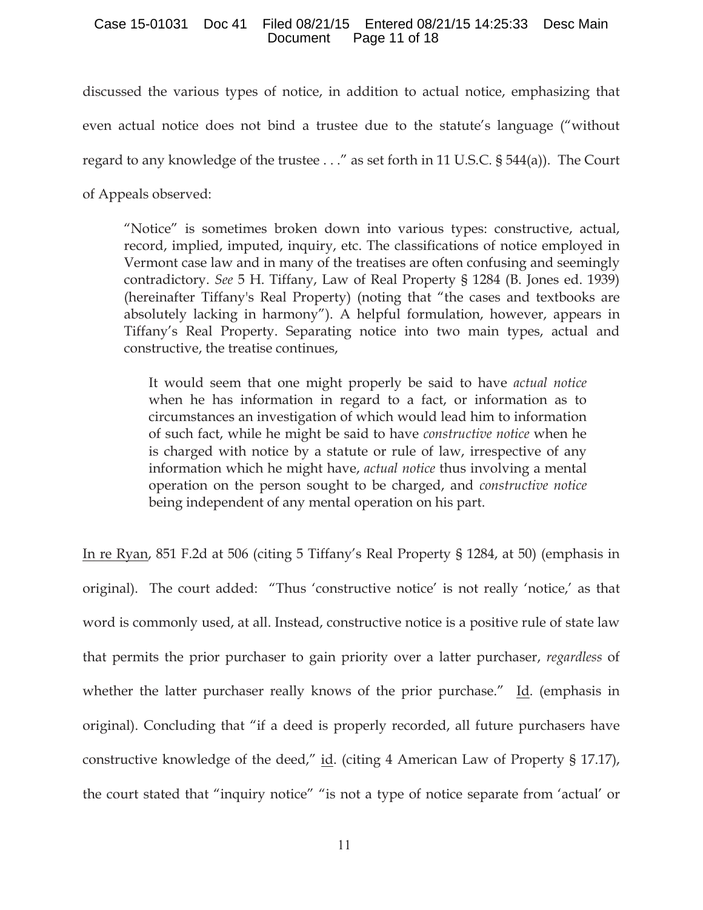discussed the various types of notice, in addition to actual notice, emphasizing that even actual notice does not bind a trustee due to the statute's language ("without regard to any knowledge of the trustee . . ." as set forth in 11 U.S.C. § 544(a)). The Court of Appeals observed:

> "Notice" is sometimes broken down into various types: constructive, actual, record, implied, imputed, inquiry, etc. The classifications of notice employed in Vermont case law and in many of the treatises are often confusing and seemingly contradictory. *See* 5 H. Tiffany, Law of Real Property § 1284 (B. Jones ed. 1939) (hereinafter Tiffany's Real Property) (noting that "the cases and textbooks are absolutely lacking in harmony"). A helpful formulation, however, appears in Tiffany's Real Property. Separating notice into two main types, actual and constructive, the treatise continues,
>
>> It would seem that one might properly be said to have *actual notice* when he has information in regard to a fact, or information as to circumstances an investigation of which would lead him to information of such fact, while he might be said to have *constructive notice* when he is charged with notice by a statute or rule of law, irrespective of any information which he might have, *actual notice* thus involving a mental operation on the person sought to be charged, and *constructive notice* being independent of any mental operation on his part.

In re Ryan, 851 F.2d at 506 (citing 5 Tiffany's Real Property § 1284, at 50) (emphasis in original). The court added: "Thus 'constructive notice' is not really 'notice,' as that word is commonly used, at all. Instead, constructive notice is a positive rule of state law that permits the prior purchaser to gain priority over a latter purchaser, *regardless* of whether the latter purchaser really knows of the prior purchase." Id. (emphasis in original). Concluding that "if a deed is properly recorded, all future purchasers have constructive knowledge of the deed," id. (citing 4 American Law of Property § 17.17), the court stated that "inquiry notice" "is not a type of notice separate from 'actual' or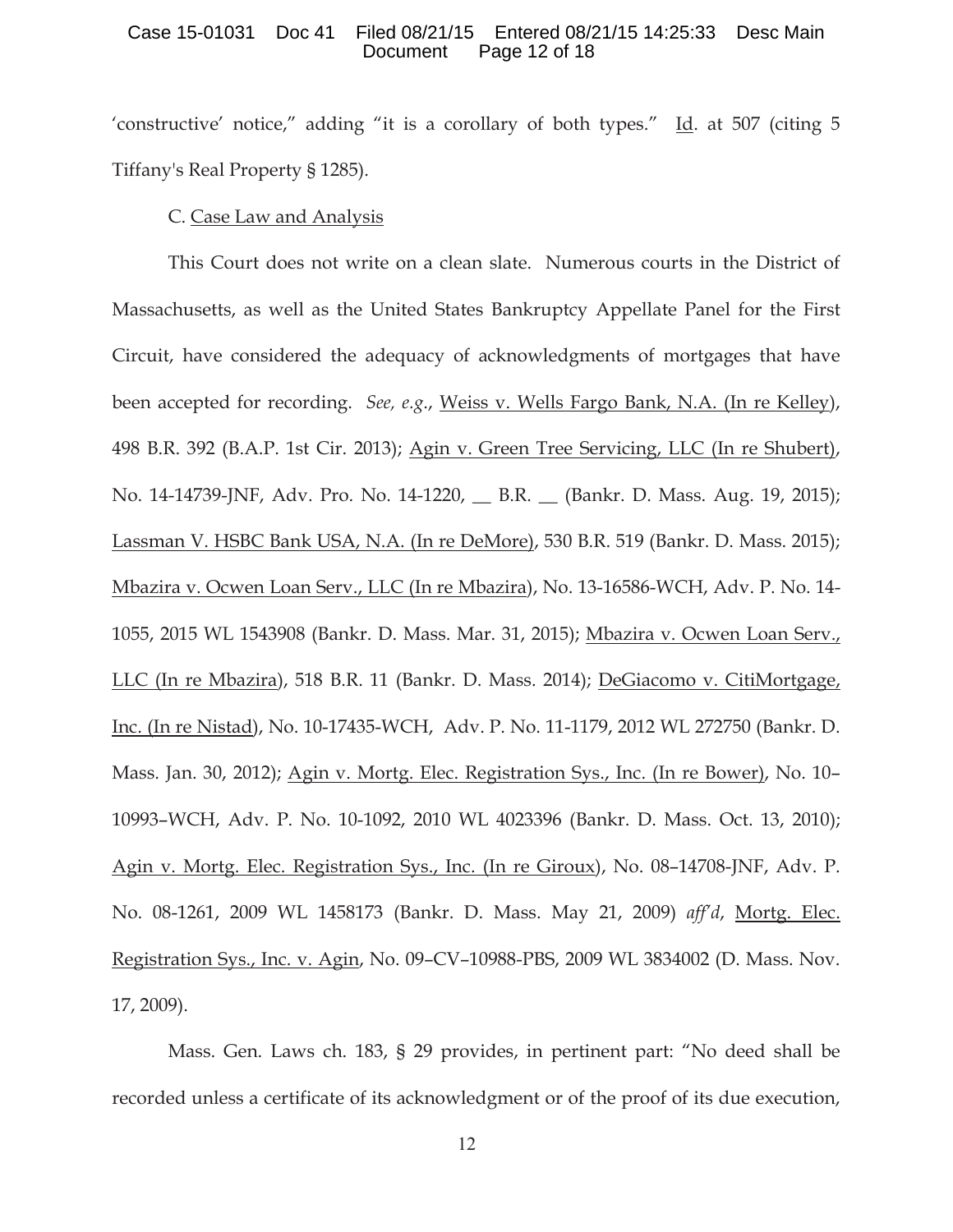'constructive' notice," adding "it is a corollary of both types." Id. at 507 (citing 5 Tiffany's Real Property § 1285).

C. Case Law and Analysis

This Court does not write on a clean slate. Numerous courts in the District of Massachusetts, as well as the United States Bankruptcy Appellate Panel for the First Circuit, have considered the adequacy of acknowledgments of mortgages that have been accepted for recording. *See, e.g.*, Weiss v. Wells Fargo Bank, N.A. (In re Kelley), 498 B.R. 392 (B.A.P. 1st Cir. 2013); Agin v. Green Tree Servicing, LLC (In re Shubert), No. 14-14739-JNF, Adv. Pro. No. 14-1220, __ B.R. __ (Bankr. D. Mass. Aug. 19, 2015); Lassman V. HSBC Bank USA, N.A. (In re DeMore), 530 B.R. 519 (Bankr. D. Mass. 2015); Mbazira v. Ocwen Loan Serv., LLC (In re Mbazira), No. 13-16586-WCH, Adv. P. No. 14-1055, 2015 WL 1543908 (Bankr. D. Mass. Mar. 31, 2015); Mbazira v. Ocwen Loan Serv., LLC (In re Mbazira), 518 B.R. 11 (Bankr. D. Mass. 2014); DeGiacomo v. CitiMortgage, Inc. (In re Nistad), No. 10-17435-WCH, Adv. P. No. 11-1179, 2012 WL 272750 (Bankr. D. Mass. Jan. 30, 2012); Agin v. Mortg. Elec. Registration Sys., Inc. (In re Bower), No. 10–10993–WCH, Adv. P. No. 10-1092, 2010 WL 4023396 (Bankr. D. Mass. Oct. 13, 2010); Agin v. Mortg. Elec. Registration Sys., Inc. (In re Giroux), No. 08–14708-JNF, Adv. P. No. 08-1261, 2009 WL 1458173 (Bankr. D. Mass. May 21, 2009) *aff'd*, Mortg. Elec. Registration Sys., Inc. v. Agin, No. 09–CV–10988-PBS, 2009 WL 3834002 (D. Mass. Nov. 17, 2009).

Mass. Gen. Laws ch. 183, § 29 provides, in pertinent part: "No deed shall be recorded unless a certificate of its acknowledgment or of the proof of its due execution,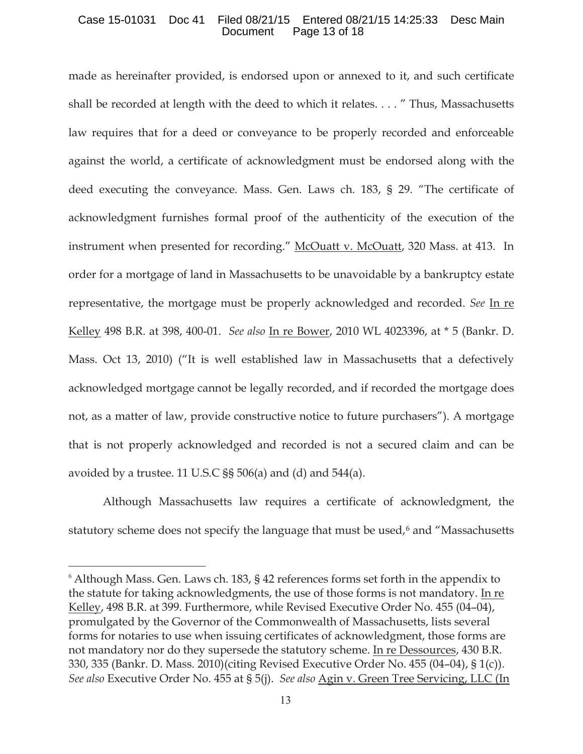made as hereinafter provided, is endorsed upon or annexed to it, and such certificate shall be recorded at length with the deed to which it relates. . . . " Thus, Massachusetts law requires that for a deed or conveyance to be properly recorded and enforceable against the world, a certificate of acknowledgment must be endorsed along with the deed executing the conveyance. Mass. Gen. Laws ch. 183, § 29. "The certificate of acknowledgment furnishes formal proof of the authenticity of the execution of the instrument when presented for recording." McOuatt v. McOuatt, 320 Mass. at 413. In order for a mortgage of land in Massachusetts to be unavoidable by a bankruptcy estate representative, the mortgage must be properly acknowledged and recorded. *See* In re Kelley 498 B.R. at 398, 400-01. *See also* In re Bower, 2010 WL 4023396, at * 5 (Bankr. D. Mass. Oct 13, 2010) ("It is well established law in Massachusetts that a defectively acknowledged mortgage cannot be legally recorded, and if recorded the mortgage does not, as a matter of law, provide constructive notice to future purchasers"). A mortgage that is not properly acknowledged and recorded is not a secured claim and can be avoided by a trustee. 11 U.S.C §§ 506(a) and (d) and 544(a).

Although Massachusetts law requires a certificate of acknowledgment, the statutory scheme does not specify the language that must be used,[6] and "Massachusetts

---

[6] Although Mass. Gen. Laws ch. 183, § 42 references forms set forth in the appendix to the statute for taking acknowledgments, the use of those forms is not mandatory. In re Kelley, 498 B.R. at 399. Furthermore, while Revised Executive Order No. 455 (04–04), promulgated by the Governor of the Commonwealth of Massachusetts, lists several forms for notaries to use when issuing certificates of acknowledgment, those forms are not mandatory nor do they supersede the statutory scheme. In re Dessources, 430 B.R. 330, 335 (Bankr. D. Mass. 2010)(citing Revised Executive Order No. 455 (04–04), § 1(c)). *See also* Executive Order No. 455 at § 5(j). *See also* Agin v. Green Tree Servicing, LLC (In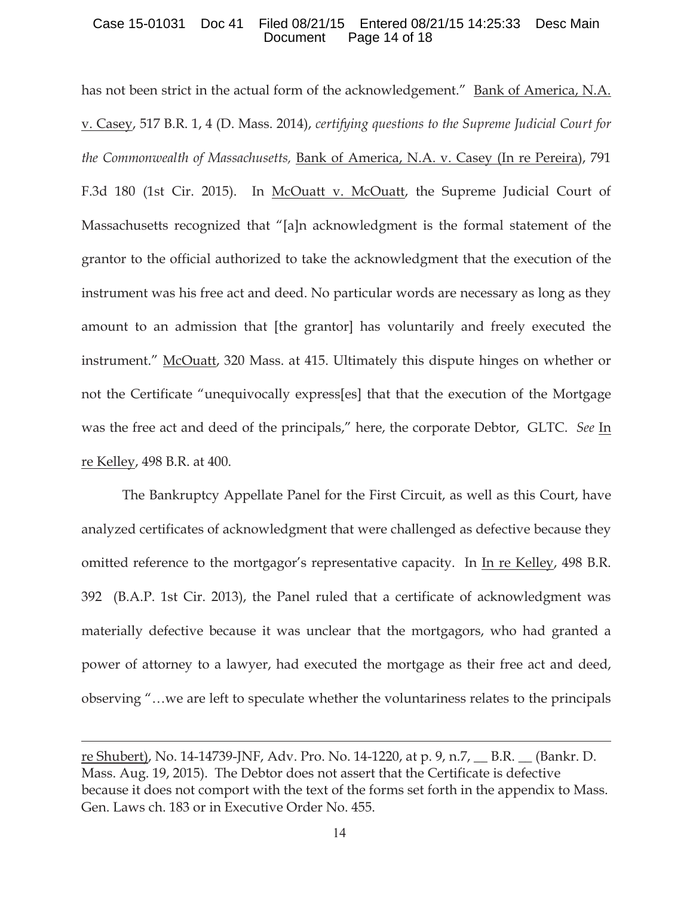has not been strict in the actual form of the acknowledgement." Bank of America, N.A. v. Casey, 517 B.R. 1, 4 (D. Mass. 2014), *certifying questions to the Supreme Judicial Court for the Commonwealth of Massachusetts,* Bank of America, N.A. v. Casey (In re Pereira), 791 F.3d 180 (1st Cir. 2015). In McOuatt v. McOuatt, the Supreme Judicial Court of Massachusetts recognized that "[a]n acknowledgment is the formal statement of the grantor to the official authorized to take the acknowledgment that the execution of the instrument was his free act and deed. No particular words are necessary as long as they amount to an admission that [the grantor] has voluntarily and freely executed the instrument." McOuatt, 320 Mass. at 415. Ultimately this dispute hinges on whether or not the Certificate "unequivocally express[es] that that the execution of the Mortgage was the free act and deed of the principals," here, the corporate Debtor, GLTC. *See* In re Kelley, 498 B.R. at 400.

The Bankruptcy Appellate Panel for the First Circuit, as well as this Court, have analyzed certificates of acknowledgment that were challenged as defective because they omitted reference to the mortgagor's representative capacity. In In re Kelley, 498 B.R. 392 (B.A.P. 1st Cir. 2013), the Panel ruled that a certificate of acknowledgment was materially defective because it was unclear that the mortgagors, who had granted a power of attorney to a lawyer, had executed the mortgage as their free act and deed, observing "…we are left to speculate whether the voluntariness relates to the principals

---

re Shubert), No. 14-14739-JNF, Adv. Pro. No. 14-1220, at p. 9, n.7, __ B.R. __ (Bankr. D. Mass. Aug. 19, 2015). The Debtor does not assert that the Certificate is defective because it does not comport with the text of the forms set forth in the appendix to Mass. Gen. Laws ch. 183 or in Executive Order No. 455.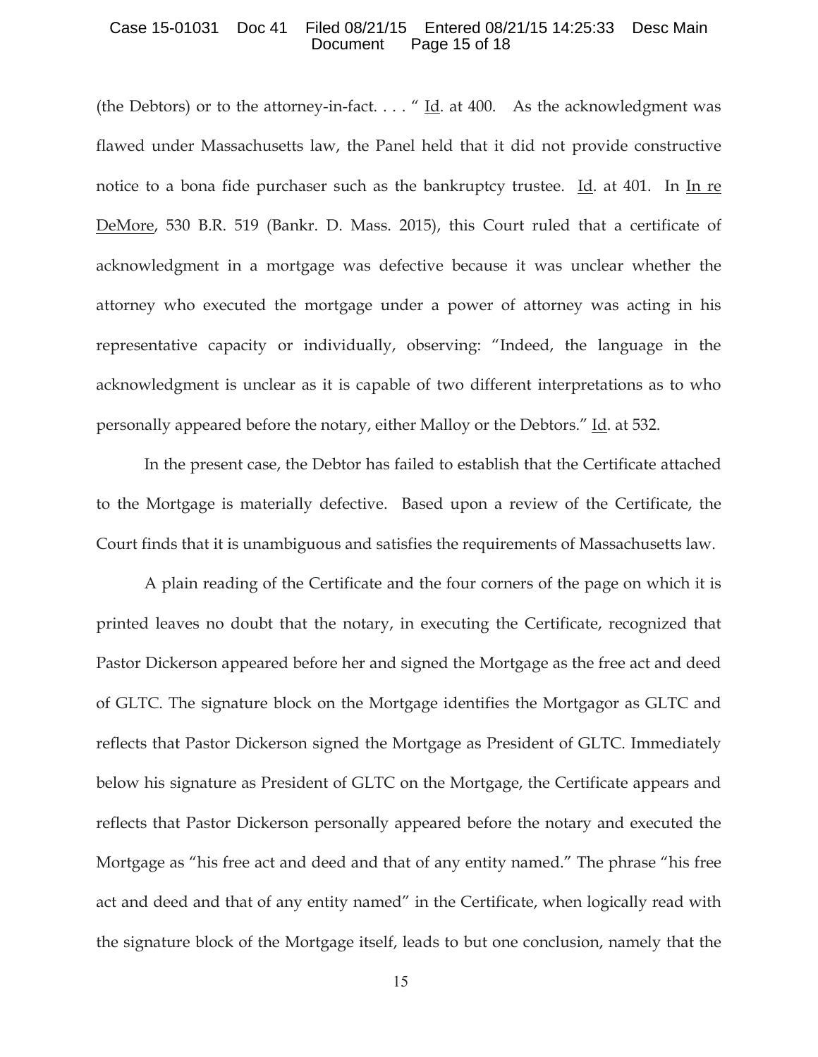(the Debtors) or to the attorney-in-fact. . . . " Id. at 400. As the acknowledgment was flawed under Massachusetts law, the Panel held that it did not provide constructive notice to a bona fide purchaser such as the bankruptcy trustee. Id. at 401. In In re DeMore, 530 B.R. 519 (Bankr. D. Mass. 2015), this Court ruled that a certificate of acknowledgment in a mortgage was defective because it was unclear whether the attorney who executed the mortgage under a power of attorney was acting in his representative capacity or individually, observing: "Indeed, the language in the acknowledgment is unclear as it is capable of two different interpretations as to who personally appeared before the notary, either Malloy or the Debtors." Id. at 532.

In the present case, the Debtor has failed to establish that the Certificate attached to the Mortgage is materially defective. Based upon a review of the Certificate, the Court finds that it is unambiguous and satisfies the requirements of Massachusetts law.

A plain reading of the Certificate and the four corners of the page on which it is printed leaves no doubt that the notary, in executing the Certificate, recognized that Pastor Dickerson appeared before her and signed the Mortgage as the free act and deed of GLTC. The signature block on the Mortgage identifies the Mortgagor as GLTC and reflects that Pastor Dickerson signed the Mortgage as President of GLTC. Immediately below his signature as President of GLTC on the Mortgage, the Certificate appears and reflects that Pastor Dickerson personally appeared before the notary and executed the Mortgage as "his free act and deed and that of any entity named." The phrase "his free act and deed and that of any entity named" in the Certificate, when logically read with the signature block of the Mortgage itself, leads to but one conclusion, namely that the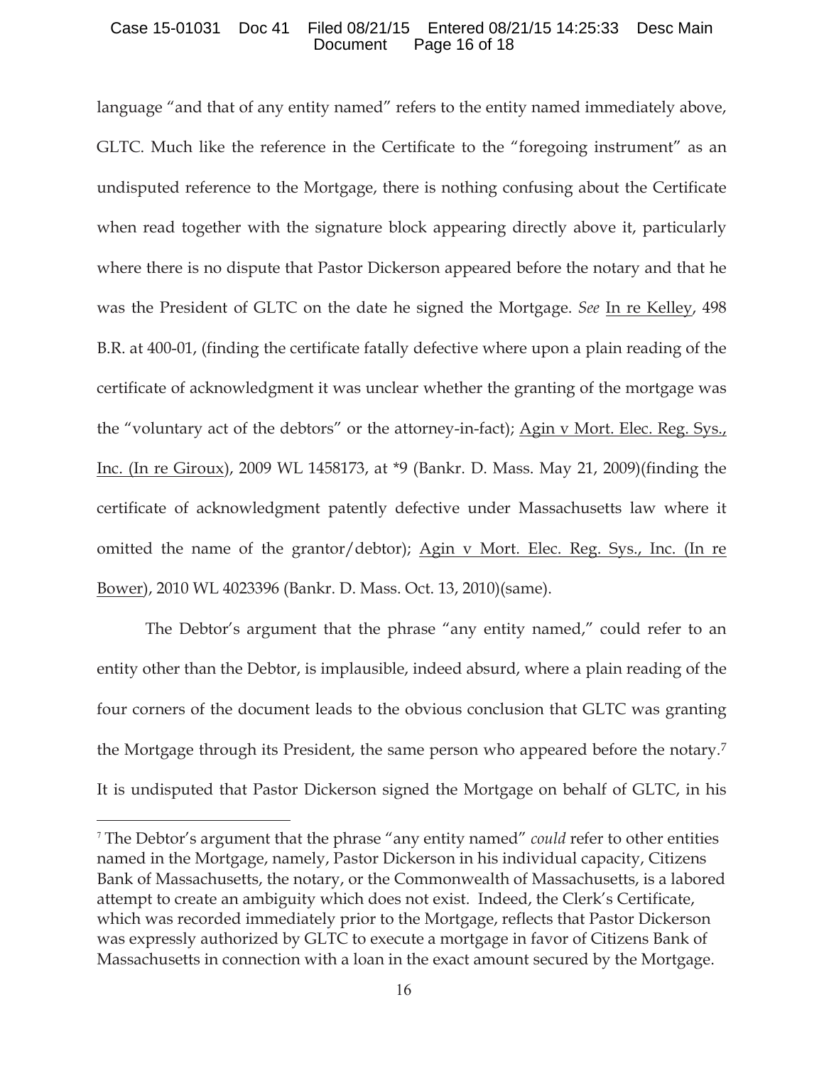language "and that of any entity named" refers to the entity named immediately above, GLTC. Much like the reference in the Certificate to the "foregoing instrument" as an undisputed reference to the Mortgage, there is nothing confusing about the Certificate when read together with the signature block appearing directly above it, particularly where there is no dispute that Pastor Dickerson appeared before the notary and that he was the President of GLTC on the date he signed the Mortgage. *See* In re Kelley, 498 B.R. at 400-01, (finding the certificate fatally defective where upon a plain reading of the certificate of acknowledgment it was unclear whether the granting of the mortgage was the "voluntary act of the debtors" or the attorney-in-fact); Agin v Mort. Elec. Reg. Sys., Inc. (In re Giroux), 2009 WL 1458173, at *9 (Bankr. D. Mass. May 21, 2009)(finding the certificate of acknowledgment patently defective under Massachusetts law where it omitted the name of the grantor/debtor); Agin v Mort. Elec. Reg. Sys., Inc. (In re Bower), 2010 WL 4023396 (Bankr. D. Mass. Oct. 13, 2010)(same).

The Debtor's argument that the phrase "any entity named," could refer to an entity other than the Debtor, is implausible, indeed absurd, where a plain reading of the four corners of the document leads to the obvious conclusion that GLTC was granting the Mortgage through its President, the same person who appeared before the notary.[7] It is undisputed that Pastor Dickerson signed the Mortgage on behalf of GLTC, in his

[7] The Debtor's argument that the phrase "any entity named" *could* refer to other entities named in the Mortgage, namely, Pastor Dickerson in his individual capacity, Citizens Bank of Massachusetts, the notary, or the Commonwealth of Massachusetts, is a labored attempt to create an ambiguity which does not exist. Indeed, the Clerk's Certificate, which was recorded immediately prior to the Mortgage, reflects that Pastor Dickerson was expressly authorized by GLTC to execute a mortgage in favor of Citizens Bank of Massachusetts in connection with a loan in the exact amount secured by the Mortgage.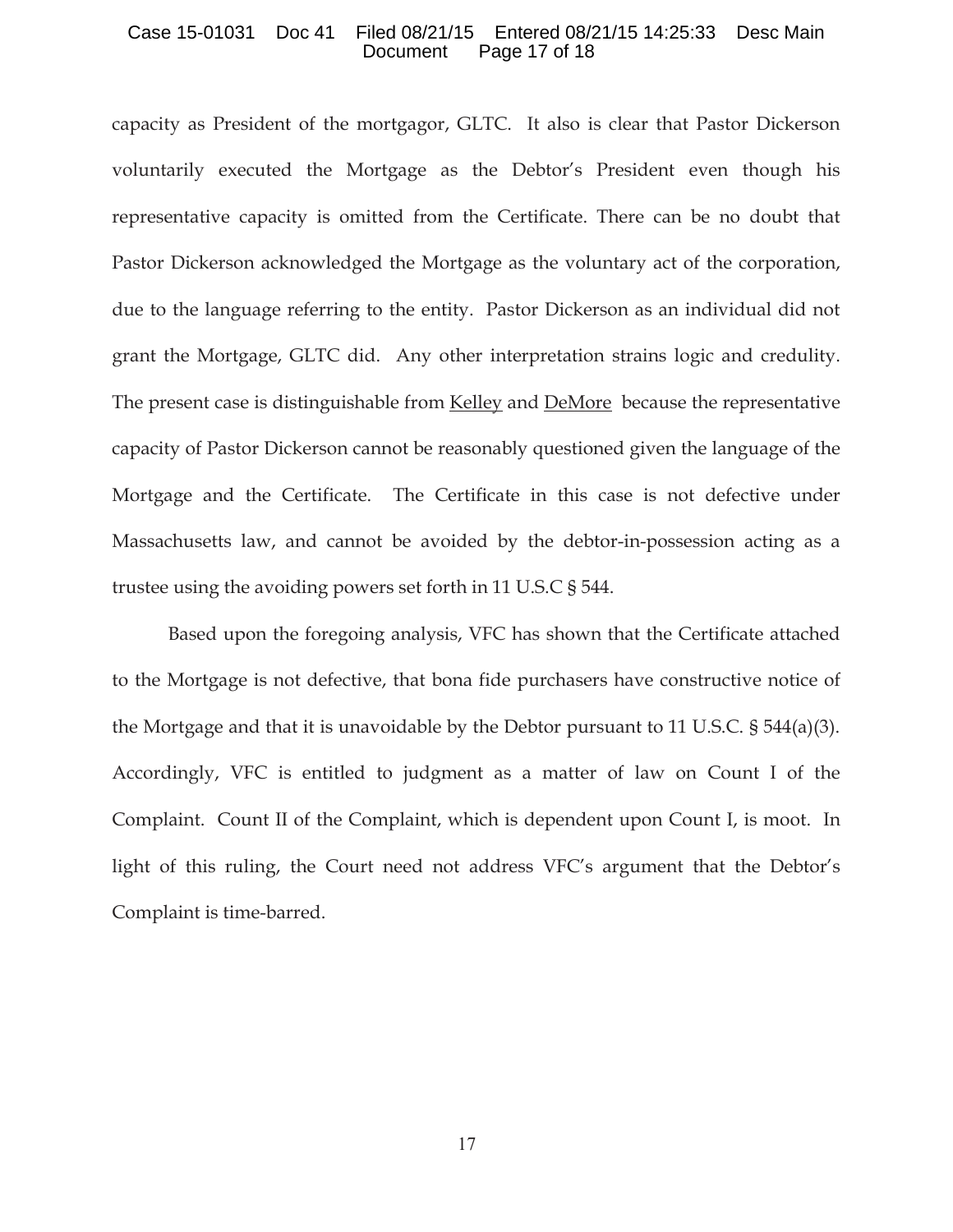capacity as President of the mortgagor, GLTC. It also is clear that Pastor Dickerson voluntarily executed the Mortgage as the Debtor's President even though his representative capacity is omitted from the Certificate. There can be no doubt that Pastor Dickerson acknowledged the Mortgage as the voluntary act of the corporation, due to the language referring to the entity. Pastor Dickerson as an individual did not grant the Mortgage, GLTC did. Any other interpretation strains logic and credulity. The present case is distinguishable from Kelley and DeMore because the representative capacity of Pastor Dickerson cannot be reasonably questioned given the language of the Mortgage and the Certificate. The Certificate in this case is not defective under Massachusetts law, and cannot be avoided by the debtor-in-possession acting as a trustee using the avoiding powers set forth in 11 U.S.C § 544.

Based upon the foregoing analysis, VFC has shown that the Certificate attached to the Mortgage is not defective, that bona fide purchasers have constructive notice of the Mortgage and that it is unavoidable by the Debtor pursuant to 11 U.S.C. § 544(a)(3). Accordingly, VFC is entitled to judgment as a matter of law on Count I of the Complaint. Count II of the Complaint, which is dependent upon Count I, is moot. In light of this ruling, the Court need not address VFC's argument that the Debtor's Complaint is time-barred.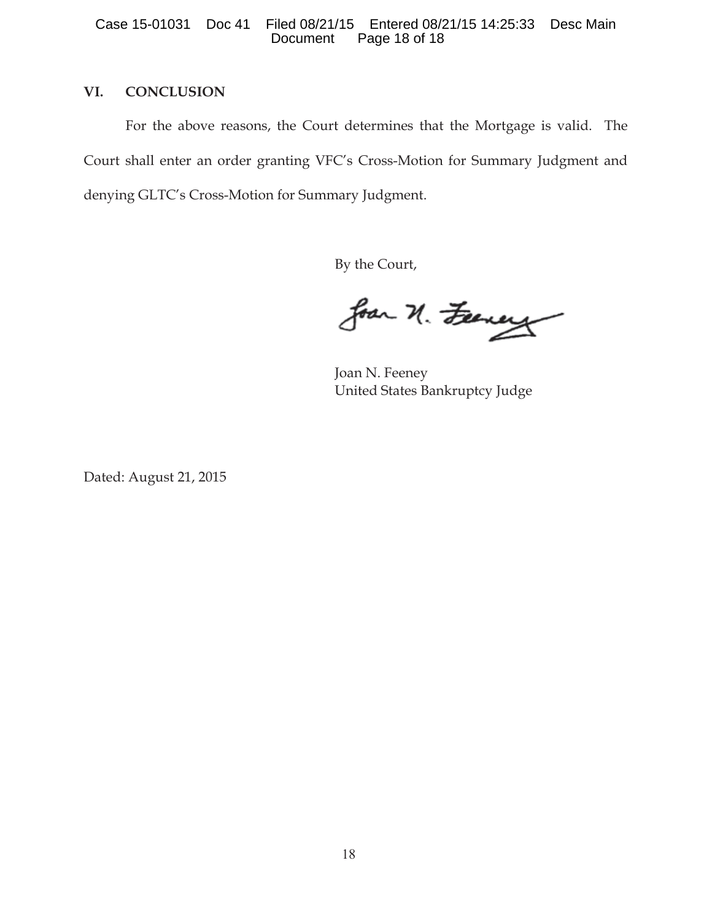## VI. CONCLUSION

For the above reasons, the Court determines that the Mortgage is valid. The Court shall enter an order granting VFC's Cross-Motion for Summary Judgment and denying GLTC's Cross-Motion for Summary Judgment.

By the Court,

Joan N. Feeney
United States Bankruptcy Judge

Dated: August 21, 2015